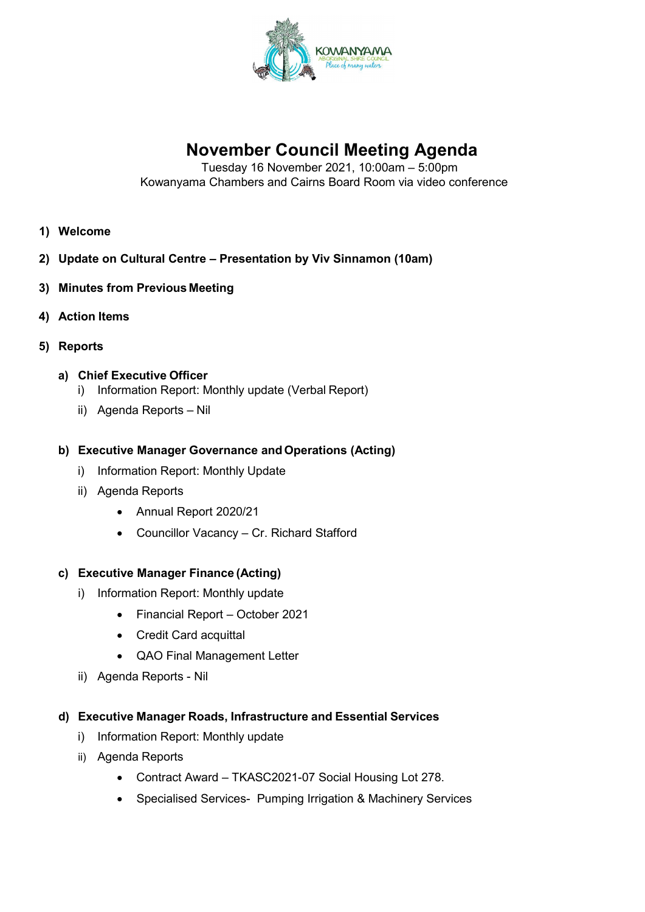KOWANYAMA ABORIGINAL SHIRE COUNCIL
Place of many waters

# November Council Meeting Agenda

Tuesday 16 November 2021, 10:00am – 5:00pm
Kowanyama Chambers and Cairns Board Room via video conference

1) **Welcome**

2) **Update on Cultural Centre – Presentation by Viv Sinnamon (10am)**

3) **Minutes from Previous Meeting**

4) **Action Items**

5) **Reports**

   a) **Chief Executive Officer**
      i) Information Report: Monthly update (Verbal Report)
      ii) Agenda Reports – Nil

   b) **Executive Manager Governance and Operations (Acting)**
      i) Information Report: Monthly Update
      ii) Agenda Reports
         - Annual Report 2020/21
         - Councillor Vacancy – Cr. Richard Stafford

   c) **Executive Manager Finance (Acting)**
      i) Information Report: Monthly update
         - Financial Report – October 2021
         - Credit Card acquittal
         - QAO Final Management Letter
      ii) Agenda Reports - Nil

   d) **Executive Manager Roads, Infrastructure and Essential Services**
      i) Information Report: Monthly update
      ii) Agenda Reports
         - Contract Award – TKASC2021-07 Social Housing Lot 278.
         - Specialised Services- Pumping Irrigation & Machinery Services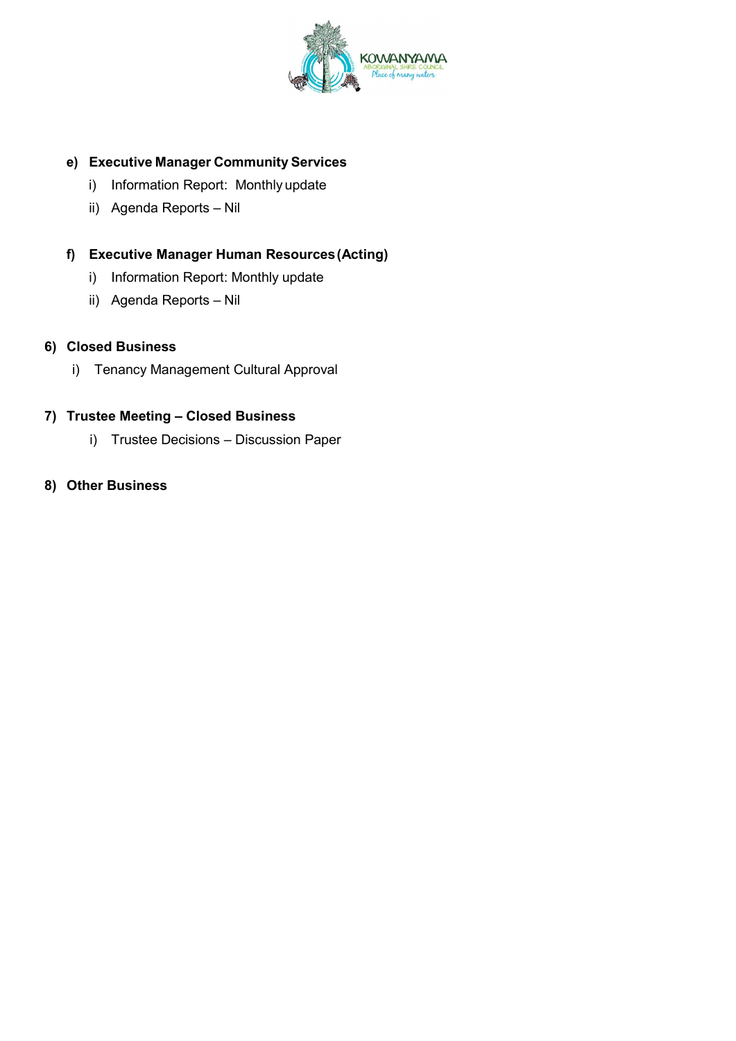e) **Executive Manager Community Services**
   i) Information Report: Monthly update
   ii) Agenda Reports – Nil

f) **Executive Manager Human Resources (Acting)**
   i) Information Report: Monthly update
   ii) Agenda Reports – Nil

6) **Closed Business**
   i) Tenancy Management Cultural Approval

7) **Trustee Meeting – Closed Business**
   i) Trustee Decisions – Discussion Paper

8) **Other Business**